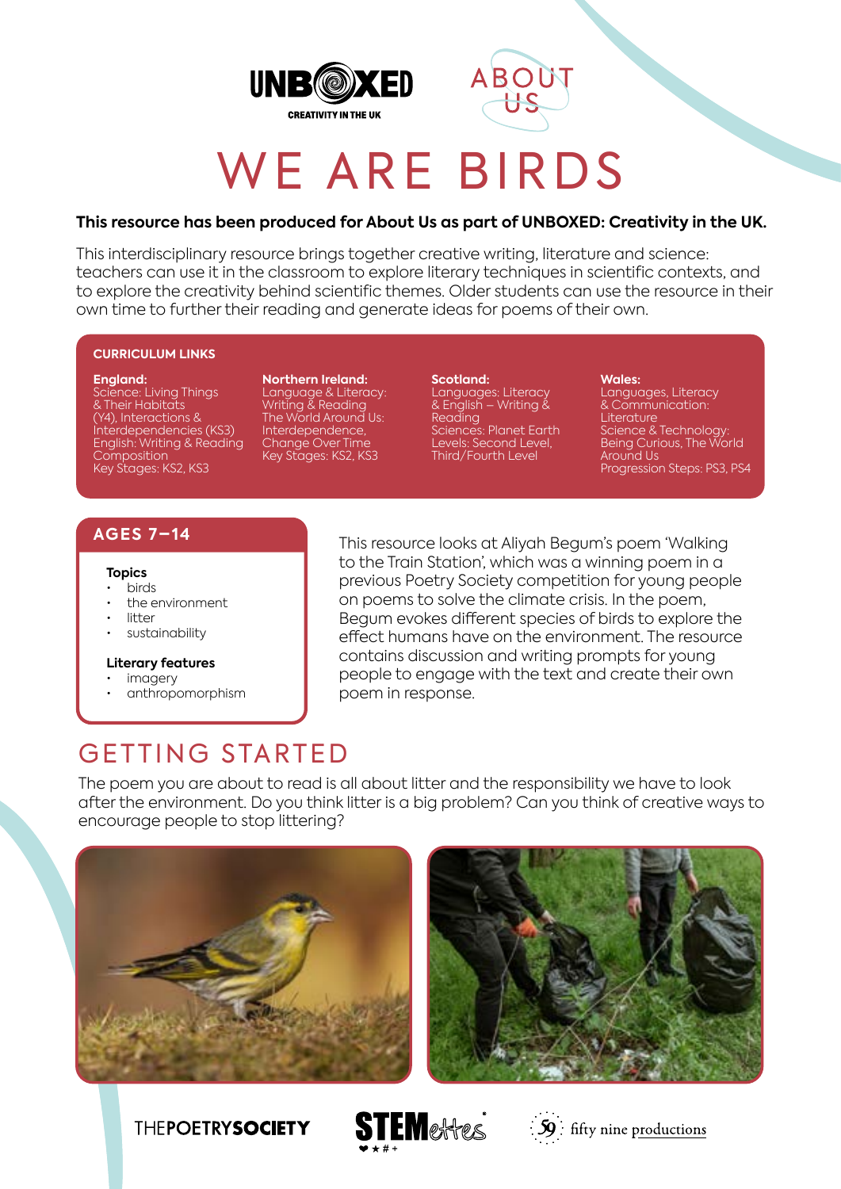# WE ARE BIRDS

**This resource has been produced for About Us as part of UNBOXED: Creativity in the UK.**

This interdisciplinary resource brings together creative writing, literature and science: teachers can use it in the classroom to explore literary techniques in scientific contexts, and to explore the creativity behind scientific themes. Older students can use the resource in their own time to further their reading and generate ideas for poems of their own.

## CURRICULUM LINKS

**England:**
Science: Living Things & Their Habitats (Y4), Interactions & Interdependencies (KS3)
English: Writing & Reading Composition
Key Stages: KS2, KS3

**Northern Ireland:**
Language & Literacy: Writing & Reading
The World Around Us: Interdependence, Change Over Time
Key Stages: KS2, KS3

**Scotland:**
Languages: Literacy & English – Writing & Reading
Sciences: Planet Earth
Levels: Second Level, Third/Fourth Level

**Wales:**
Languages, Literacy & Communication: Literature
Science & Technology: Being Curious, The World Around Us
Progression Steps: PS3, PS4

## AGES 7–14

**Topics**
- birds
- the environment
- litter
- sustainability

**Literary features**
- imagery
- anthropomorphism

This resource looks at Aliyah Begum's poem 'Walking to the Train Station', which was a winning poem in a previous Poetry Society competition for young people on poems to solve the climate crisis. In the poem, Begum evokes different species of birds to explore the effect humans have on the environment. The resource contains discussion and writing prompts for young people to engage with the text and create their own poem in response.

## GETTING STARTED

The poem you are about to read is all about litter and the responsibility we have to look after the environment. Do you think litter is a big problem? Can you think of creative ways to encourage people to stop littering?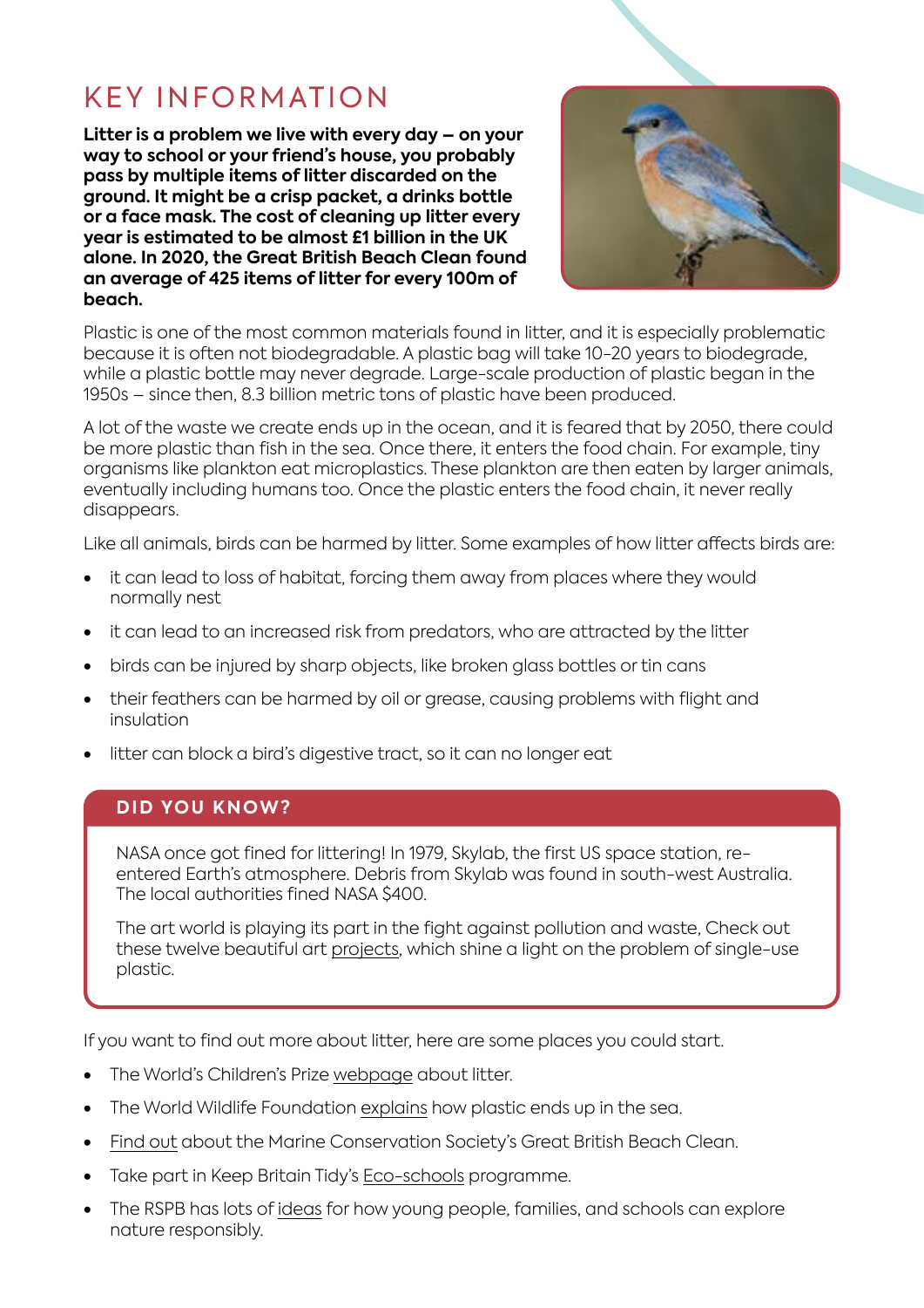# KEY INFORMATION

**Litter is a problem we live with every day – on your way to school or your friend's house, you probably pass by multiple items of litter discarded on the ground. It might be a crisp packet, a drinks bottle or a face mask. The cost of cleaning up litter every year is estimated to be almost £1 billion in the UK alone. In 2020, the Great British Beach Clean found an average of 425 items of litter for every 100m of beach.**

Plastic is one of the most common materials found in litter, and it is especially problematic because it is often not biodegradable. A plastic bag will take 10-20 years to biodegrade, while a plastic bottle may never degrade. Large-scale production of plastic began in the 1950s – since then, 8.3 billion metric tons of plastic have been produced.

A lot of the waste we create ends up in the ocean, and it is feared that by 2050, there could be more plastic than fish in the sea. Once there, it enters the food chain. For example, tiny organisms like plankton eat microplastics. These plankton are then eaten by larger animals, eventually including humans too. Once the plastic enters the food chain, it never really disappears.

Like all animals, birds can be harmed by litter. Some examples of how litter affects birds are:

- it can lead to loss of habitat, forcing them away from places where they would normally nest
- it can lead to an increased risk from predators, who are attracted by the litter
- birds can be injured by sharp objects, like broken glass bottles or tin cans
- their feathers can be harmed by oil or grease, causing problems with flight and insulation
- litter can block a bird's digestive tract, so it can no longer eat

## DID YOU KNOW?

NASA once got fined for littering! In 1979, Skylab, the first US space station, re-entered Earth's atmosphere. Debris from Skylab was found in south-west Australia. The local authorities fined NASA $400.

The art world is playing its part in the fight against pollution and waste, Check out these twelve beautiful art projects, which shine a light on the problem of single-use plastic.

If you want to find out more about litter, here are some places you could start.

- The World's Children's Prize webpage about litter.
- The World Wildlife Foundation explains how plastic ends up in the sea.
- Find out about the Marine Conservation Society's Great British Beach Clean.
- Take part in Keep Britain Tidy's Eco-schools programme.
- The RSPB has lots of ideas for how young people, families, and schools can explore nature responsibly.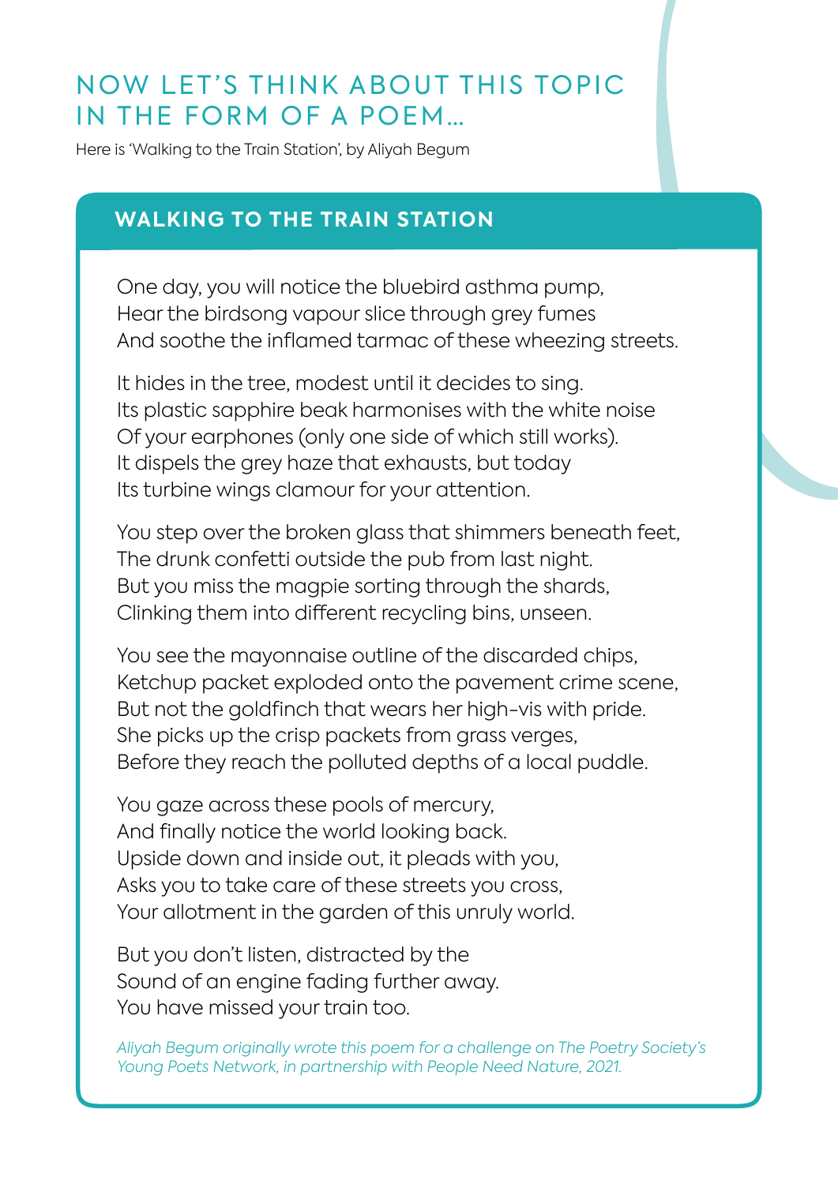# NOW LET'S THINK ABOUT THIS TOPIC IN THE FORM OF A POEM...

Here is 'Walking to the Train Station', by Aliyah Begum

## WALKING TO THE TRAIN STATION

One day, you will notice the bluebird asthma pump,  
Hear the birdsong vapour slice through grey fumes  
And soothe the inflamed tarmac of these wheezing streets.

It hides in the tree, modest until it decides to sing.  
Its plastic sapphire beak harmonises with the white noise  
Of your earphones (only one side of which still works).  
It dispels the grey haze that exhausts, but today  
Its turbine wings clamour for your attention.

You step over the broken glass that shimmers beneath feet,  
The drunk confetti outside the pub from last night.  
But you miss the magpie sorting through the shards,  
Clinking them into different recycling bins, unseen.

You see the mayonnaise outline of the discarded chips,  
Ketchup packet exploded onto the pavement crime scene,  
But not the goldfinch that wears her high-vis with pride.  
She picks up the crisp packets from grass verges,  
Before they reach the polluted depths of a local puddle.

You gaze across these pools of mercury,  
And finally notice the world looking back.  
Upside down and inside out, it pleads with you,  
Asks you to take care of these streets you cross,  
Your allotment in the garden of this unruly world.

But you don't listen, distracted by the  
Sound of an engine fading further away.  
You have missed your train too.

*Aliyah Begum originally wrote this poem for a challenge on The Poetry Society's Young Poets Network, in partnership with People Need Nature, 2021.*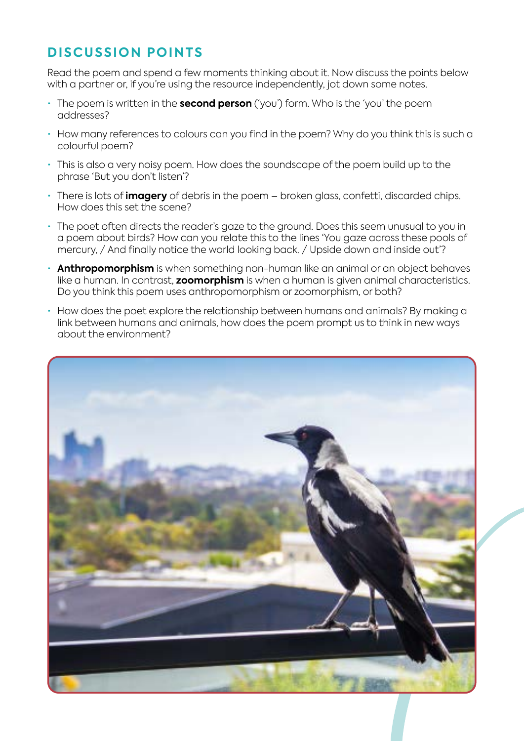## DISCUSSION POINTS

Read the poem and spend a few moments thinking about it. Now discuss the points below with a partner or, if you're using the resource independently, jot down some notes.

- The poem is written in the **second person** ('you') form. Who is the 'you' the poem addresses?
- How many references to colours can you find in the poem? Why do you think this is such a colourful poem?
- This is also a very noisy poem. How does the soundscape of the poem build up to the phrase 'But you don't listen'?
- There is lots of **imagery** of debris in the poem – broken glass, confetti, discarded chips. How does this set the scene?
- The poet often directs the reader's gaze to the ground. Does this seem unusual to you in a poem about birds? How can you relate this to the lines 'You gaze across these pools of mercury, / And finally notice the world looking back. / Upside down and inside out'?
- **Anthropomorphism** is when something non-human like an animal or an object behaves like a human. In contrast, **zoomorphism** is when a human is given animal characteristics. Do you think this poem uses anthropomorphism or zoomorphism, or both?
- How does the poet explore the relationship between humans and animals? By making a link between humans and animals, how does the poem prompt us to think in new ways about the environment?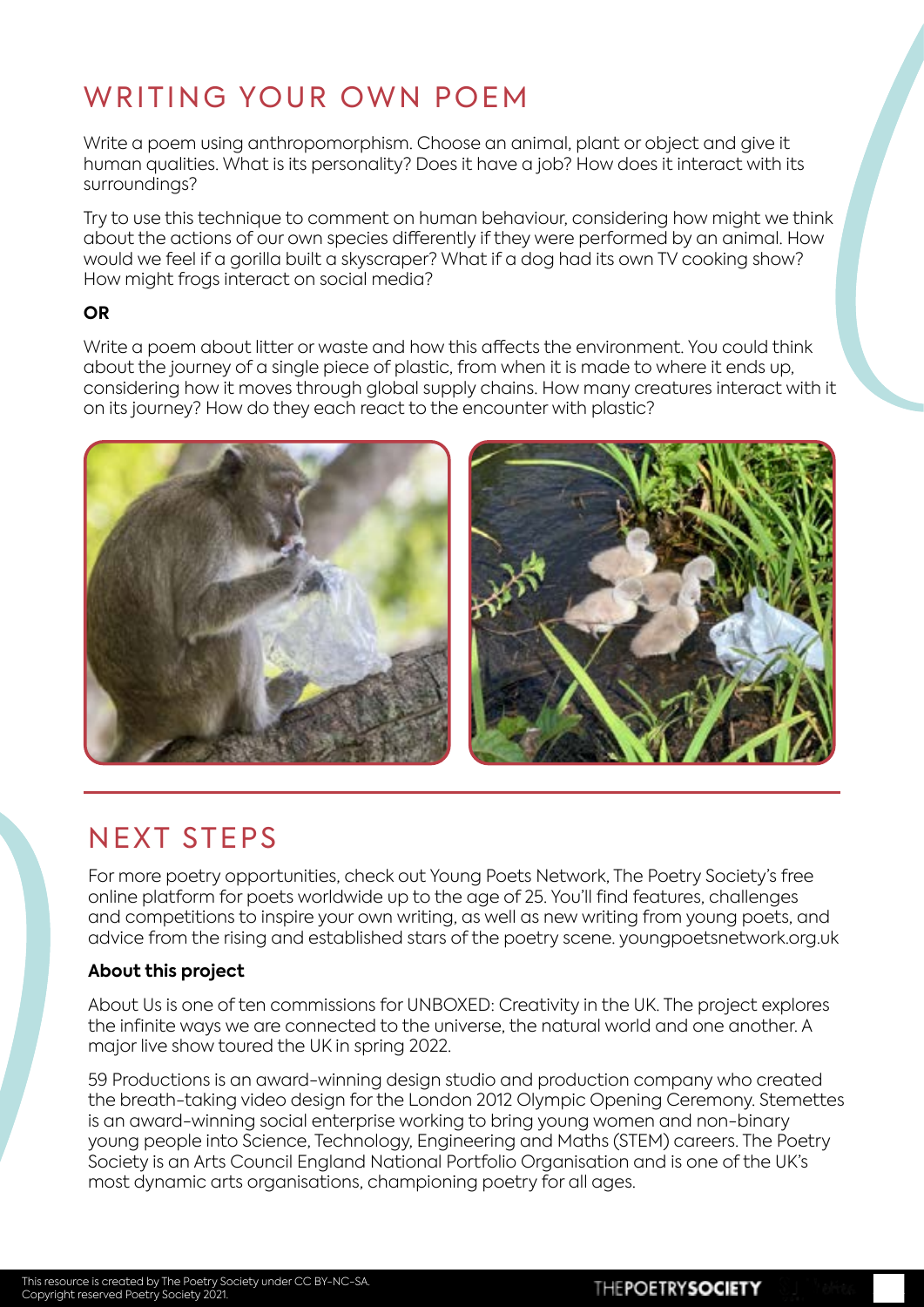## WRITING YOUR OWN POEM

Write a poem using anthropomorphism. Choose an animal, plant or object and give it human qualities. What is its personality? Does it have a job? How does it interact with its surroundings?

Try to use this technique to comment on human behaviour, considering how might we think about the actions of our own species differently if they were performed by an animal. How would we feel if a gorilla built a skyscraper? What if a dog had its own TV cooking show? How might frogs interact on social media?

**OR**

Write a poem about litter or waste and how this affects the environment. You could think about the journey of a single piece of plastic, from when it is made to where it ends up, considering how it moves through global supply chains. How many creatures interact with it on its journey? How do they each react to the encounter with plastic?

## NEXT STEPS

For more poetry opportunities, check out Young Poets Network, The Poetry Society's free online platform for poets worldwide up to the age of 25. You'll find features, challenges and competitions to inspire your own writing, as well as new writing from young poets, and advice from the rising and established stars of the poetry scene. youngpoetsnetwork.org.uk

**About this project**

About Us is one of ten commissions for UNBOXED: Creativity in the UK. The project explores the infinite ways we are connected to the universe, the natural world and one another. A major live show toured the UK in spring 2022.

59 Productions is an award-winning design studio and production company who created the breath-taking video design for the London 2012 Olympic Opening Ceremony. Stemettes is an award-winning social enterprise working to bring young women and non-binary young people into Science, Technology, Engineering and Maths (STEM) careers. The Poetry Society is an Arts Council England National Portfolio Organisation and is one of the UK's most dynamic arts organisations, championing poetry for all ages.

This resource is created by The Poetry Society under CC BY-NC-SA.
Copyright reserved Poetry Society 2021.